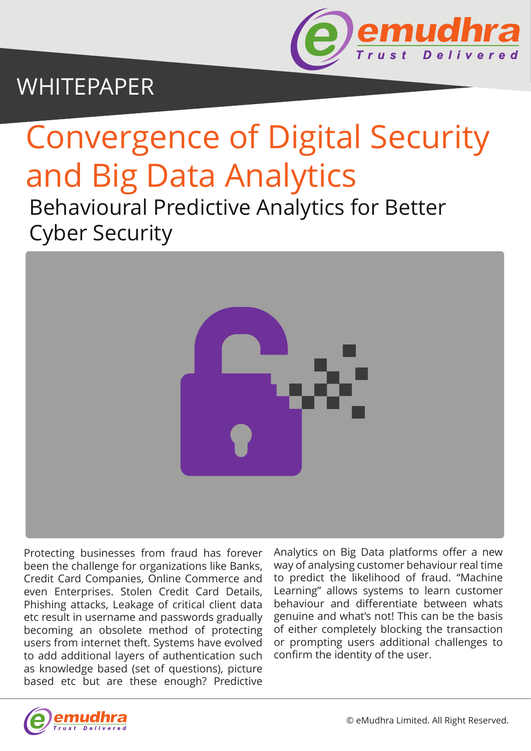WHITEPAPER

# Convergence of Digital Security and Big Data Analytics

## Behavioural Predictive Analytics for Better Cyber Security

Protecting businesses from fraud has forever been the challenge for organizations like Banks, Credit Card Companies, Online Commerce and even Enterprises. Stolen Credit Card Details, Phishing attacks, Leakage of critical client data etc result in username and passwords gradually becoming an obsolete method of protecting users from internet theft. Systems have evolved to add additional layers of authentication such as knowledge based (set of questions), picture based etc but are these enough? Predictive Analytics on Big Data platforms offer a new way of analysing customer behaviour real time to predict the likelihood of fraud. "Machine Learning" allows systems to learn customer behaviour and differentiate between whats genuine and what's not! This can be the basis of either completely blocking the transaction or prompting users additional challenges to confirm the identity of the user.

© eMudhra Limited. All Right Reserved.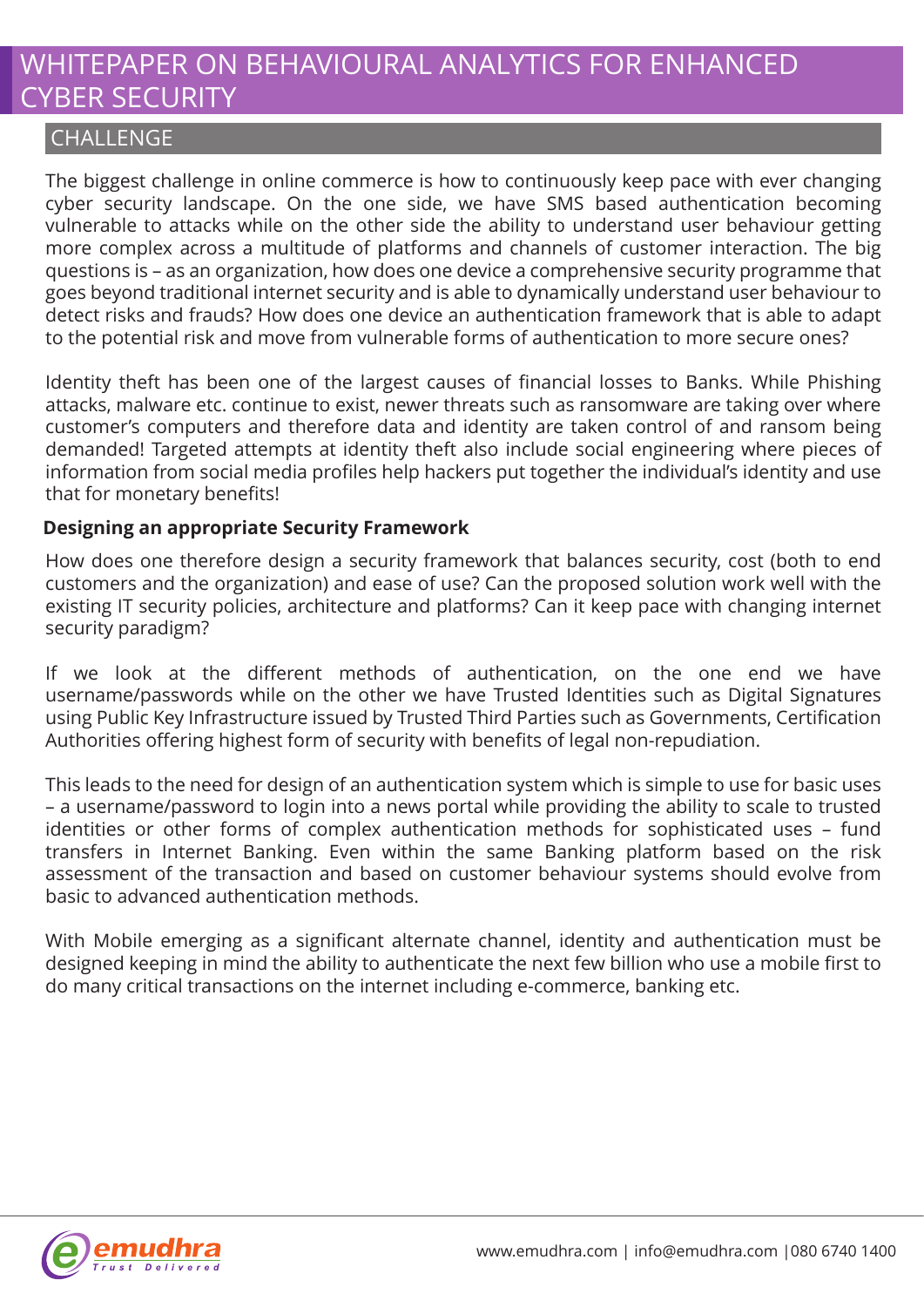# WHITEPAPER ON BEHAVIOURAL ANALYTICS FOR ENHANCED CYBER SECURITY

## CHALLENGE

The biggest challenge in online commerce is how to continuously keep pace with ever changing cyber security landscape. On the one side, we have SMS based authentication becoming vulnerable to attacks while on the other side the ability to understand user behaviour getting more complex across a multitude of platforms and channels of customer interaction. The big questions is – as an organization, how does one device a comprehensive security programme that goes beyond traditional internet security and is able to dynamically understand user behaviour to detect risks and frauds? How does one device an authentication framework that is able to adapt to the potential risk and move from vulnerable forms of authentication to more secure ones?

Identity theft has been one of the largest causes of financial losses to Banks. While Phishing attacks, malware etc. continue to exist, newer threats such as ransomware are taking over where customer's computers and therefore data and identity are taken control of and ransom being demanded! Targeted attempts at identity theft also include social engineering where pieces of information from social media profiles help hackers put together the individual's identity and use that for monetary benefits!

### Designing an appropriate Security Framework

How does one therefore design a security framework that balances security, cost (both to end customers and the organization) and ease of use? Can the proposed solution work well with the existing IT security policies, architecture and platforms? Can it keep pace with changing internet security paradigm?

If we look at the different methods of authentication, on the one end we have username/passwords while on the other we have Trusted Identities such as Digital Signatures using Public Key Infrastructure issued by Trusted Third Parties such as Governments, Certification Authorities offering highest form of security with benefits of legal non-repudiation.

This leads to the need for design of an authentication system which is simple to use for basic uses – a username/password to login into a news portal while providing the ability to scale to trusted identities or other forms of complex authentication methods for sophisticated uses – fund transfers in Internet Banking. Even within the same Banking platform based on the risk assessment of the transaction and based on customer behaviour systems should evolve from basic to advanced authentication methods.

With Mobile emerging as a significant alternate channel, identity and authentication must be designed keeping in mind the ability to authenticate the next few billion who use a mobile first to do many critical transactions on the internet including e-commerce, banking etc.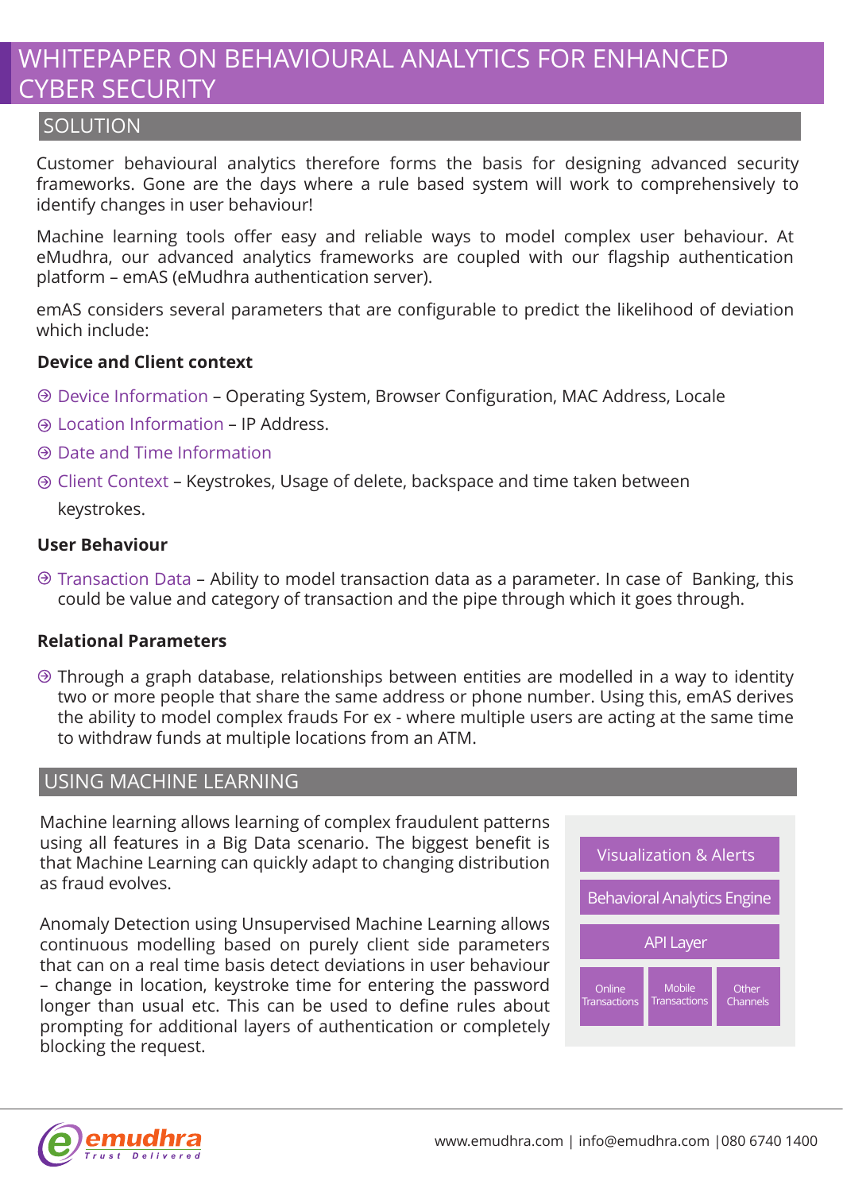# WHITEPAPER ON BEHAVIOURAL ANALYTICS FOR ENHANCED CYBER SECURITY

## SOLUTION

Customer behavioural analytics therefore forms the basis for designing advanced security frameworks. Gone are the days where a rule based system will work to comprehensively to identify changes in user behaviour!

Machine learning tools offer easy and reliable ways to model complex user behaviour. At eMudhra, our advanced analytics frameworks are coupled with our flagship authentication platform – emAS (eMudhra authentication server).

emAS considers several parameters that are configurable to predict the likelihood of deviation which include:

**Device and Client context**

- Device Information – Operating System, Browser Configuration, MAC Address, Locale
- Location Information – IP Address.
- Date and Time Information
- Client Context – Keystrokes, Usage of delete, backspace and time taken between keystrokes.

**User Behaviour**

- Transaction Data – Ability to model transaction data as a parameter. In case of Banking, this could be value and category of transaction and the pipe through which it goes through.

**Relational Parameters**

- Through a graph database, relationships between entities are modelled in a way to identity two or more people that share the same address or phone number. Using this, emAS derives the ability to model complex frauds For ex - where multiple users are acting at the same time to withdraw funds at multiple locations from an ATM.

## USING MACHINE LEARNING

Machine learning allows learning of complex fraudulent patterns using all features in a Big Data scenario. The biggest benefit is that Machine Learning can quickly adapt to changing distribution as fraud evolves.

Anomaly Detection using Unsupervised Machine Learning allows continuous modelling based on purely client side parameters that can on a real time basis detect deviations in user behaviour – change in location, keystroke time for entering the password longer than usual etc. This can be used to define rules about prompting for additional layers of authentication or completely blocking the request.

| Visualization & Alerts | | |
|---|---|---|
| Behavioral Analytics Engine | | |
| API Layer | | |
| Online Transactions | Mobile Transactions | Other Channels |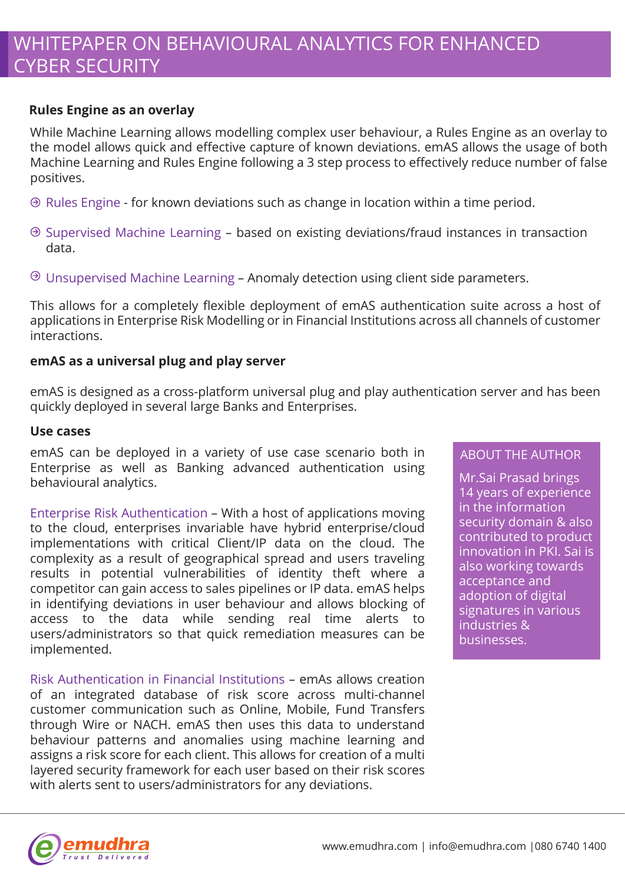## Rules Engine as an overlay

While Machine Learning allows modelling complex user behaviour, a Rules Engine as an overlay to the model allows quick and effective capture of known deviations. emAS allows the usage of both Machine Learning and Rules Engine following a 3 step process to effectively reduce number of false positives.

- Rules Engine - for known deviations such as change in location within a time period.
- Supervised Machine Learning – based on existing deviations/fraud instances in transaction data.
- Unsupervised Machine Learning – Anomaly detection using client side parameters.

This allows for a completely flexible deployment of emAS authentication suite across a host of applications in Enterprise Risk Modelling or in Financial Institutions across all channels of customer interactions.

## emAS as a universal plug and play server

emAS is designed as a cross-platform universal plug and play authentication server and has been quickly deployed in several large Banks and Enterprises.

## Use cases

emAS can be deployed in a variety of use case scenario both in Enterprise as well as Banking advanced authentication using behavioural analytics.

Enterprise Risk Authentication – With a host of applications moving to the cloud, enterprises invariable have hybrid enterprise/cloud implementations with critical Client/IP data on the cloud. The complexity as a result of geographical spread and users traveling results in potential vulnerabilities of identity theft where a competitor can gain access to sales pipelines or IP data. emAS helps in identifying deviations in user behaviour and allows blocking of access to the data while sending real time alerts to users/administrators so that quick remediation measures can be implemented.

Risk Authentication in Financial Institutions – emAs allows creation of an integrated database of risk score across multi-channel customer communication such as Online, Mobile, Fund Transfers through Wire or NACH. emAS then uses this data to understand behaviour patterns and anomalies using machine learning and assigns a risk score for each client. This allows for creation of a multi layered security framework for each user based on their risk scores with alerts sent to users/administrators for any deviations.

### ABOUT THE AUTHOR

Mr.Sai Prasad brings 14 years of experience in the information security domain & also contributed to product innovation in PKI. Sai is also working towards acceptance and adoption of digital signatures in various industries & businesses.